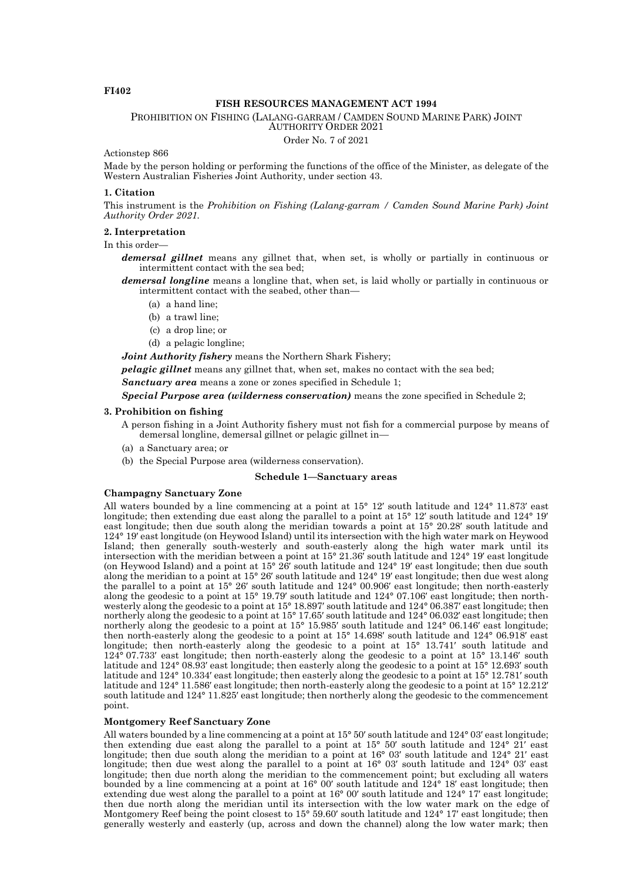**FI402**

# FISH RESOURCES MANAGEMENT ACT 1994

## PROHIBITION ON FISHING (LALANG-GARRAM / CAMDEN SOUND MARINE PARK) JOINT AUTHORITY ORDER 2021

Order No. 7 of 2021

Actionstep 866

Made by the person holding or performing the functions of the office of the Minister, as delegate of the Western Australian Fisheries Joint Authority, under section 43.

### 1. Citation

This instrument is the *Prohibition on Fishing (Lalang-garram / Camden Sound Marine Park) Joint Authority Order 2021.*

### 2. Interpretation

In this order—

***demersal gillnet*** means any gillnet that, when set, is wholly or partially in continuous or intermittent contact with the sea bed;

***demersal longline*** means a longline that, when set, is laid wholly or partially in continuous or intermittent contact with the seabed, other than—

- (a) a hand line;
- (b) a trawl line;
- (c) a drop line; or
- (d) a pelagic longline;

***Joint Authority fishery*** means the Northern Shark Fishery;

***pelagic gillnet*** means any gillnet that, when set, makes no contact with the sea bed;

***Sanctuary area*** means a zone or zones specified in Schedule 1;

***Special Purpose area (wilderness conservation)*** means the zone specified in Schedule 2;

### 3. Prohibition on fishing

A person fishing in a Joint Authority fishery must not fish for a commercial purpose by means of demersal longline, demersal gillnet or pelagic gillnet in—

- (a) a Sanctuary area; or
- (b) the Special Purpose area (wilderness conservation).

### Schedule 1—Sanctuary areas

**Champagny Sanctuary Zone**

All waters bounded by a line commencing at a point at 15° 12′ south latitude and 124° 11.873′ east longitude; then extending due east along the parallel to a point at 15° 12′ south latitude and 124° 19′ east longitude; then due south along the meridian towards a point at 15° 20.28′ south latitude and 124° 19′ east longitude (on Heywood Island) until its intersection with the high water mark on Heywood Island; then generally south-westerly and south-easterly along the high water mark until its intersection with the meridian between a point at 15° 21.36′ south latitude and 124° 19′ east longitude (on Heywood Island) and a point at 15° 26′ south latitude and 124° 19′ east longitude; then due south along the meridian to a point at 15° 26′ south latitude and 124° 19′ east longitude; then due west along the parallel to a point at 15° 26′ south latitude and 124° 00.906′ east longitude; then north-easterly along the geodesic to a point at 15° 19.79′ south latitude and 124° 07.106′ east longitude; then north-westerly along the geodesic to a point at 15° 18.897′ south latitude and 124° 06.387′ east longitude; then northerly along the geodesic to a point at 15° 17.65′ south latitude and 124° 06.032′ east longitude; then northerly along the geodesic to a point at 15° 15.985′ south latitude and 124° 06.146′ east longitude; then north-easterly along the geodesic to a point at 15° 14.698′ south latitude and 124° 06.918′ east longitude; then north-easterly along the geodesic to a point at 15° 13.741′ south latitude and 124° 07.733′ east longitude; then north-easterly along the geodesic to a point at 15° 13.146′ south latitude and 124° 08.93′ east longitude; then easterly along the geodesic to a point at 15° 12.693′ south latitude and 124° 10.334′ east longitude; then easterly along the geodesic to a point at 15° 12.781′ south latitude and 124° 11.586′ east longitude; then north-easterly along the geodesic to a point at 15° 12.212′ south latitude and 124° 11.825′ east longitude; then northerly along the geodesic to the commencement point.

**Montgomery Reef Sanctuary Zone**

All waters bounded by a line commencing at a point at 15° 50′ south latitude and 124° 03′ east longitude; then extending due east along the parallel to a point at 15° 50′ south latitude and 124° 21′ east longitude; then due south along the meridian to a point at 16° 03′ south latitude and 124° 21′ east longitude; then due west along the parallel to a point at 16° 03′ south latitude and 124° 03′ east longitude; then due north along the meridian to the commencement point; but excluding all waters bounded by a line commencing at a point at 16° 00′ south latitude and 124° 18′ east longitude; then extending due west along the parallel to a point at 16° 00′ south latitude and 124° 17′ east longitude; then due north along the meridian until its intersection with the low water mark on the edge of Montgomery Reef being the point closest to 15° 59.60′ south latitude and 124° 17′ east longitude; then generally westerly and easterly (up, across and down the channel) along the low water mark; then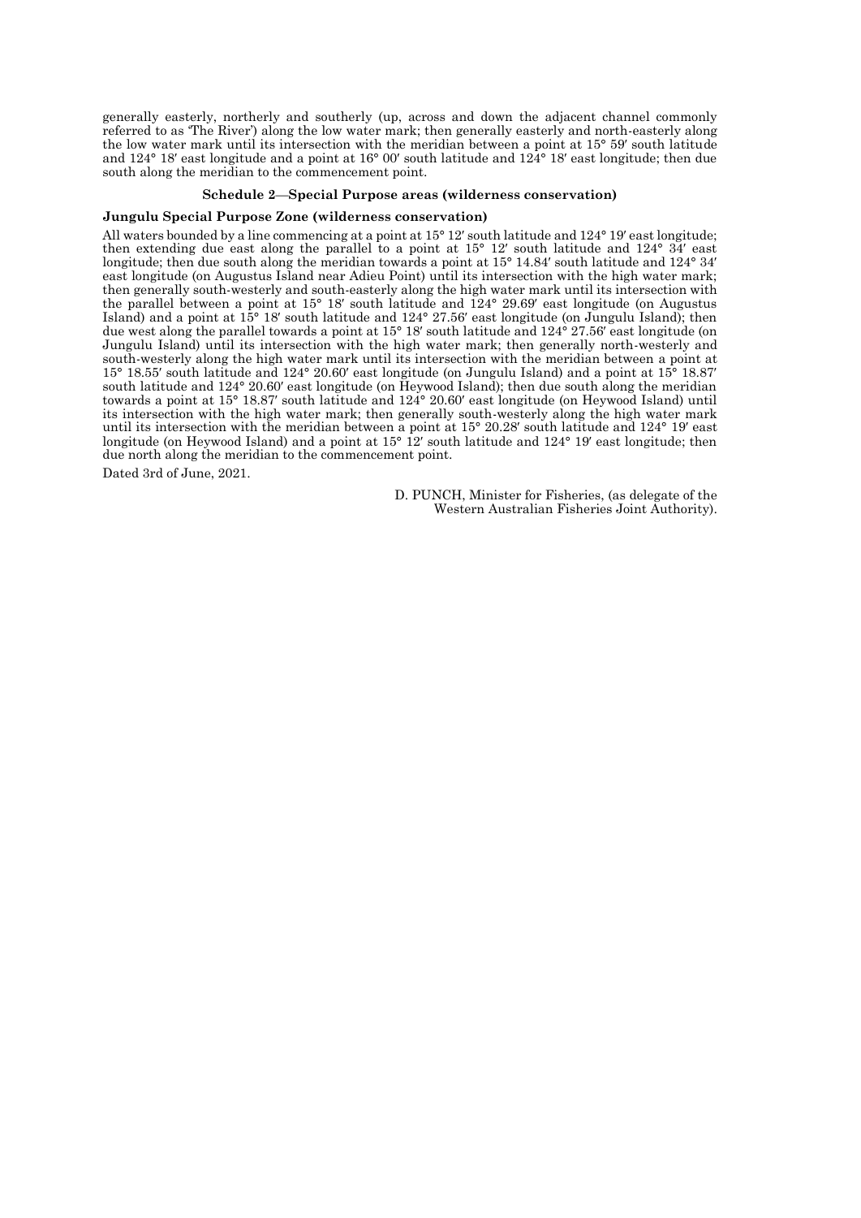generally easterly, northerly and southerly (up, across and down the adjacent channel commonly referred to as 'The River') along the low water mark; then generally easterly and north-easterly along the low water mark until its intersection with the meridian between a point at 15° 59′ south latitude and 124° 18′ east longitude and a point at 16° 00′ south latitude and 124° 18′ east longitude; then due south along the meridian to the commencement point.

### Schedule 2—Special Purpose areas (wilderness conservation)

**Jungulu Special Purpose Zone (wilderness conservation)**

All waters bounded by a line commencing at a point at 15° 12′ south latitude and 124° 19′ east longitude; then extending due east along the parallel to a point at 15° 12′ south latitude and 124° 34′ east longitude; then due south along the meridian towards a point at 15° 14.84′ south latitude and 124° 34′ east longitude (on Augustus Island near Adieu Point) until its intersection with the high water mark; then generally south-westerly and south-easterly along the high water mark until its intersection with the parallel between a point at 15° 18′ south latitude and 124° 29.69′ east longitude (on Augustus Island) and a point at 15° 18′ south latitude and 124° 27.56′ east longitude (on Jungulu Island); then due west along the parallel towards a point at 15° 18′ south latitude and 124° 27.56′ east longitude (on Jungulu Island) until its intersection with the high water mark; then generally north-westerly and south-westerly along the high water mark until its intersection with the meridian between a point at 15° 18.55′ south latitude and 124° 20.60′ east longitude (on Jungulu Island) and a point at 15° 18.87′ south latitude and 124° 20.60′ east longitude (on Heywood Island); then due south along the meridian towards a point at 15° 18.87′ south latitude and 124° 20.60′ east longitude (on Heywood Island) until its intersection with the high water mark; then generally south-westerly along the high water mark until its intersection with the meridian between a point at 15° 20.28′ south latitude and 124° 19′ east longitude (on Heywood Island) and a point at 15° 12′ south latitude and 124° 19′ east longitude; then due north along the meridian to the commencement point.

Dated 3rd of June, 2021.

D. PUNCH, Minister for Fisheries, (as delegate of the Western Australian Fisheries Joint Authority).